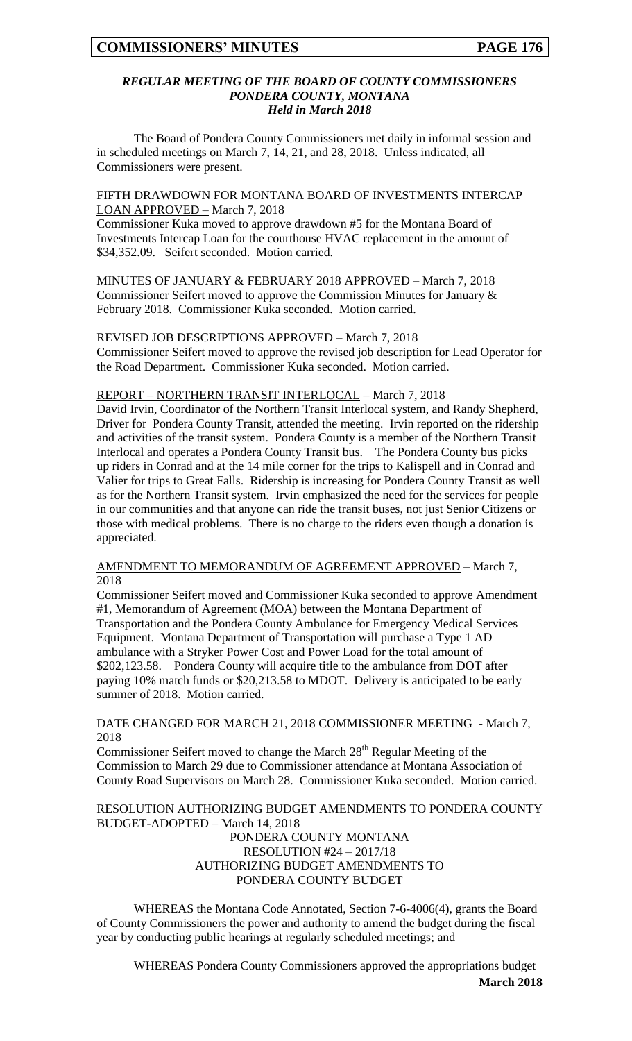### *REGULAR MEETING OF THE BOARD OF COUNTY COMMISSIONERS*
### *PONDERA COUNTY, MONTANA*
### *Held in March 2018*

The Board of Pondera County Commissioners met daily in informal session and in scheduled meetings on March 7, 14, 21, and 28, 2018. Unless indicated, all Commissioners were present.

FIFTH DRAWDOWN FOR MONTANA BOARD OF INVESTMENTS INTERCAP LOAN APPROVED – March 7, 2018

Commissioner Kuka moved to approve drawdown #5 for the Montana Board of Investments Intercap Loan for the courthouse HVAC replacement in the amount of $34,352.09. Seifert seconded. Motion carried.

MINUTES OF JANUARY & FEBRUARY 2018 APPROVED – March 7, 2018

Commissioner Seifert moved to approve the Commission Minutes for January & February 2018. Commissioner Kuka seconded. Motion carried.

REVISED JOB DESCRIPTIONS APPROVED – March 7, 2018

Commissioner Seifert moved to approve the revised job description for Lead Operator for the Road Department. Commissioner Kuka seconded. Motion carried.

REPORT – NORTHERN TRANSIT INTERLOCAL – March 7, 2018

David Irvin, Coordinator of the Northern Transit Interlocal system, and Randy Shepherd, Driver for Pondera County Transit, attended the meeting. Irvin reported on the ridership and activities of the transit system. Pondera County is a member of the Northern Transit Interlocal and operates a Pondera County Transit bus. The Pondera County bus picks up riders in Conrad and at the 14 mile corner for the trips to Kalispell and in Conrad and Valier for trips to Great Falls. Ridership is increasing for Pondera County Transit as well as for the Northern Transit system. Irvin emphasized the need for the services for people in our communities and that anyone can ride the transit buses, not just Senior Citizens or those with medical problems. There is no charge to the riders even though a donation is appreciated.

AMENDMENT TO MEMORANDUM OF AGREEMENT APPROVED – March 7, 2018

Commissioner Seifert moved and Commissioner Kuka seconded to approve Amendment #1, Memorandum of Agreement (MOA) between the Montana Department of Transportation and the Pondera County Ambulance for Emergency Medical Services Equipment. Montana Department of Transportation will purchase a Type 1 AD ambulance with a Stryker Power Cost and Power Load for the total amount of $202,123.58. Pondera County will acquire title to the ambulance from DOT after paying 10% match funds or $20,213.58 to MDOT. Delivery is anticipated to be early summer of 2018. Motion carried.

DATE CHANGED FOR MARCH 21, 2018 COMMISSIONER MEETING - March 7, 2018

Commissioner Seifert moved to change the March 28th Regular Meeting of the Commission to March 29 due to Commissioner attendance at Montana Association of County Road Supervisors on March 28. Commissioner Kuka seconded. Motion carried.

RESOLUTION AUTHORIZING BUDGET AMENDMENTS TO PONDERA COUNTY BUDGET-ADOPTED – March 14, 2018

PONDERA COUNTY MONTANA
RESOLUTION #24 – 2017/18
AUTHORIZING BUDGET AMENDMENTS TO
PONDERA COUNTY BUDGET

WHEREAS the Montana Code Annotated, Section 7-6-4006(4), grants the Board of County Commissioners the power and authority to amend the budget during the fiscal year by conducting public hearings at regularly scheduled meetings; and

WHEREAS Pondera County Commissioners approved the appropriations budget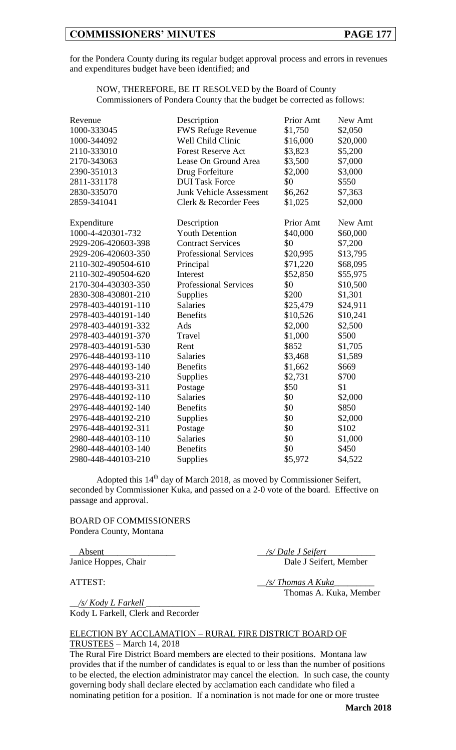for the Pondera County during its regular budget approval process and errors in revenues and expenditures budget have been identified; and

NOW, THEREFORE, BE IT RESOLVED by the Board of County Commissioners of Pondera County that the budget be corrected as follows:

| Revenue | Description | Prior Amt | New Amt |
|---|---|---|---|
| 1000-333045 | FWS Refuge Revenue | $1,750 | $2,050 |
| 1000-344092 | Well Child Clinic | $16,000 | $20,000 |
| 2110-333010 | Forest Reserve Act | $3,823 | $5,200 |
| 2170-343063 | Lease On Ground Area | $3,500 | $7,000 |
| 2390-351013 | Drug Forfeiture | $2,000 | $3,000 |
| 2811-331178 | DUI Task Force | $0 | $550 |
| 2830-335070 | Junk Vehicle Assessment | $6,262 | $7,363 |
| 2859-341041 | Clerk & Recorder Fees | $1,025 | $2,000 |

| Expenditure | Description | Prior Amt | New Amt |
|---|---|---|---|
| 1000-4-420301-732 | Youth Detention | $40,000 | $60,000 |
| 2929-206-420603-398 | Contract Services | $0 | $7,200 |
| 2929-206-420603-350 | Professional Services | $20,995 | $13,795 |
| 2110-302-490504-610 | Principal | $71,220 | $68,095 |
| 2110-302-490504-620 | Interest | $52,850 | $55,975 |
| 2170-304-430303-350 | Professional Services | $0 | $10,500 |
| 2830-308-430801-210 | Supplies | $200 | $1,301 |
| 2978-403-440191-110 | Salaries | $25,479 | $24,911 |
| 2978-403-440191-140 | Benefits | $10,526 | $10,241 |
| 2978-403-440191-332 | Ads | $2,000 | $2,500 |
| 2978-403-440191-370 | Travel | $1,000 | $500 |
| 2978-403-440191-530 | Rent | $852 | $1,705 |
| 2976-448-440193-110 | Salaries | $3,468 | $1,589 |
| 2976-448-440193-140 | Benefits | $1,662 | $669 |
| 2976-448-440193-210 | Supplies | $2,731 | $700 |
| 2976-448-440193-311 | Postage | $50 | $1 |
| 2976-448-440192-110 | Salaries | $0 | $2,000 |
| 2976-448-440192-140 | Benefits | $0 | $850 |
| 2976-448-440192-210 | Supplies | $0 | $2,000 |
| 2976-448-440192-311 | Postage | $0 | $102 |
| 2980-448-440103-110 | Salaries | $0 | $1,000 |
| 2980-448-440103-140 | Benefits | $0 | $450 |
| 2980-448-440103-210 | Supplies | $5,972 | $4,522 |

Adopted this 14th day of March 2018, as moved by Commissioner Seifert, seconded by Commissioner Kuka, and passed on a 2-0 vote of the board. Effective on passage and approval.

BOARD OF COMMISSIONERS
Pondera County, Montana

\_\_Absent\_\_\_\_\_\_\_\_\_\_\_\_\_\_\_\_
Janice Hoppes, Chair

\_\_*/s/ Dale J Seifert*\_\_\_\_\_\_\_\_\_\_\_
Dale J Seifert, Member

ATTEST:

\_\_*/s/ Thomas A Kuka*\_\_\_\_\_\_\_\_\_
Thomas A. Kuka, Member

\_\_*/s/ Kody L Farkell* \_\_\_\_\_\_\_\_\_\_\_\_
Kody L Farkell, Clerk and Recorder

ELECTION BY ACCLAMATION – RURAL FIRE DISTRICT BOARD OF TRUSTEES – March 14, 2018

The Rural Fire District Board members are elected to their positions. Montana law provides that if the number of candidates is equal to or less than the number of positions to be elected, the election administrator may cancel the election. In such case, the county governing body shall declare elected by acclamation each candidate who filed a nominating petition for a position. If a nomination is not made for one or more trustee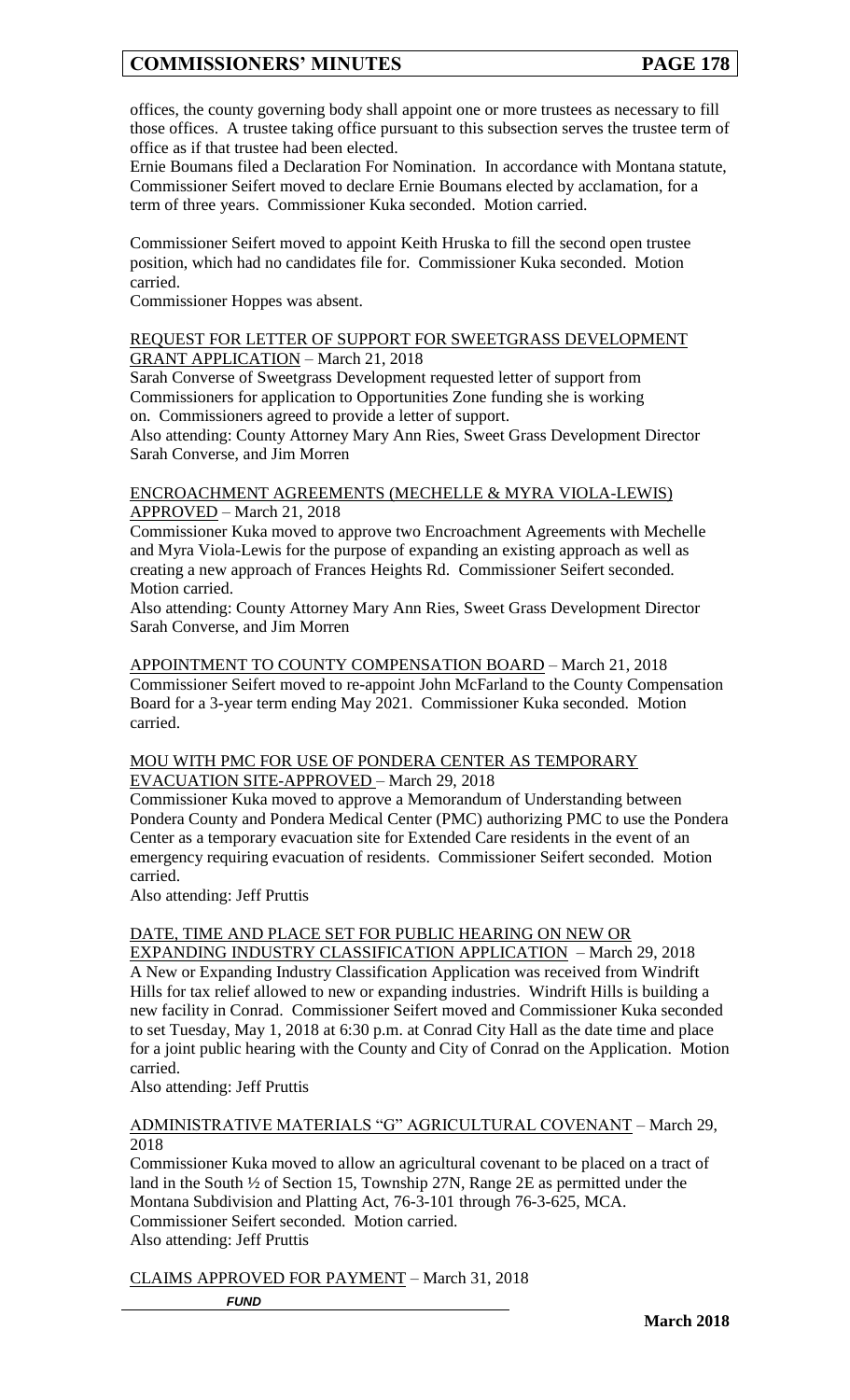offices, the county governing body shall appoint one or more trustees as necessary to fill those offices. A trustee taking office pursuant to this subsection serves the trustee term of office as if that trustee had been elected.

Ernie Boumans filed a Declaration For Nomination. In accordance with Montana statute, Commissioner Seifert moved to declare Ernie Boumans elected by acclamation, for a term of three years. Commissioner Kuka seconded. Motion carried.

Commissioner Seifert moved to appoint Keith Hruska to fill the second open trustee position, which had no candidates file for. Commissioner Kuka seconded. Motion carried.

Commissioner Hoppes was absent.

REQUEST FOR LETTER OF SUPPORT FOR SWEETGRASS DEVELOPMENT GRANT APPLICATION – March 21, 2018

Sarah Converse of Sweetgrass Development requested letter of support from Commissioners for application to Opportunities Zone funding she is working on. Commissioners agreed to provide a letter of support.

Also attending: County Attorney Mary Ann Ries, Sweet Grass Development Director Sarah Converse, and Jim Morren

ENCROACHMENT AGREEMENTS (MECHELLE & MYRA VIOLA-LEWIS) APPROVED – March 21, 2018

Commissioner Kuka moved to approve two Encroachment Agreements with Mechelle and Myra Viola-Lewis for the purpose of expanding an existing approach as well as creating a new approach of Frances Heights Rd. Commissioner Seifert seconded. Motion carried.

Also attending: County Attorney Mary Ann Ries, Sweet Grass Development Director Sarah Converse, and Jim Morren

APPOINTMENT TO COUNTY COMPENSATION BOARD – March 21, 2018

Commissioner Seifert moved to re-appoint John McFarland to the County Compensation Board for a 3-year term ending May 2021. Commissioner Kuka seconded. Motion carried.

MOU WITH PMC FOR USE OF PONDERA CENTER AS TEMPORARY EVACUATION SITE-APPROVED – March 29, 2018

Commissioner Kuka moved to approve a Memorandum of Understanding between Pondera County and Pondera Medical Center (PMC) authorizing PMC to use the Pondera Center as a temporary evacuation site for Extended Care residents in the event of an emergency requiring evacuation of residents. Commissioner Seifert seconded. Motion carried.

Also attending: Jeff Pruttis

DATE, TIME AND PLACE SET FOR PUBLIC HEARING ON NEW OR EXPANDING INDUSTRY CLASSIFICATION APPLICATION – March 29, 2018

A New or Expanding Industry Classification Application was received from Windrift Hills for tax relief allowed to new or expanding industries. Windrift Hills is building a new facility in Conrad. Commissioner Seifert moved and Commissioner Kuka seconded to set Tuesday, May 1, 2018 at 6:30 p.m. at Conrad City Hall as the date time and place for a joint public hearing with the County and City of Conrad on the Application. Motion carried.

Also attending: Jeff Pruttis

ADMINISTRATIVE MATERIALS "G" AGRICULTURAL COVENANT – March 29, 2018

Commissioner Kuka moved to allow an agricultural covenant to be placed on a tract of land in the South ½ of Section 15, Township 27N, Range 2E as permitted under the Montana Subdivision and Platting Act, 76-3-101 through 76-3-625, MCA. Commissioner Seifert seconded. Motion carried.

Also attending: Jeff Pruttis

CLAIMS APPROVED FOR PAYMENT – March 31, 2018

*FUND*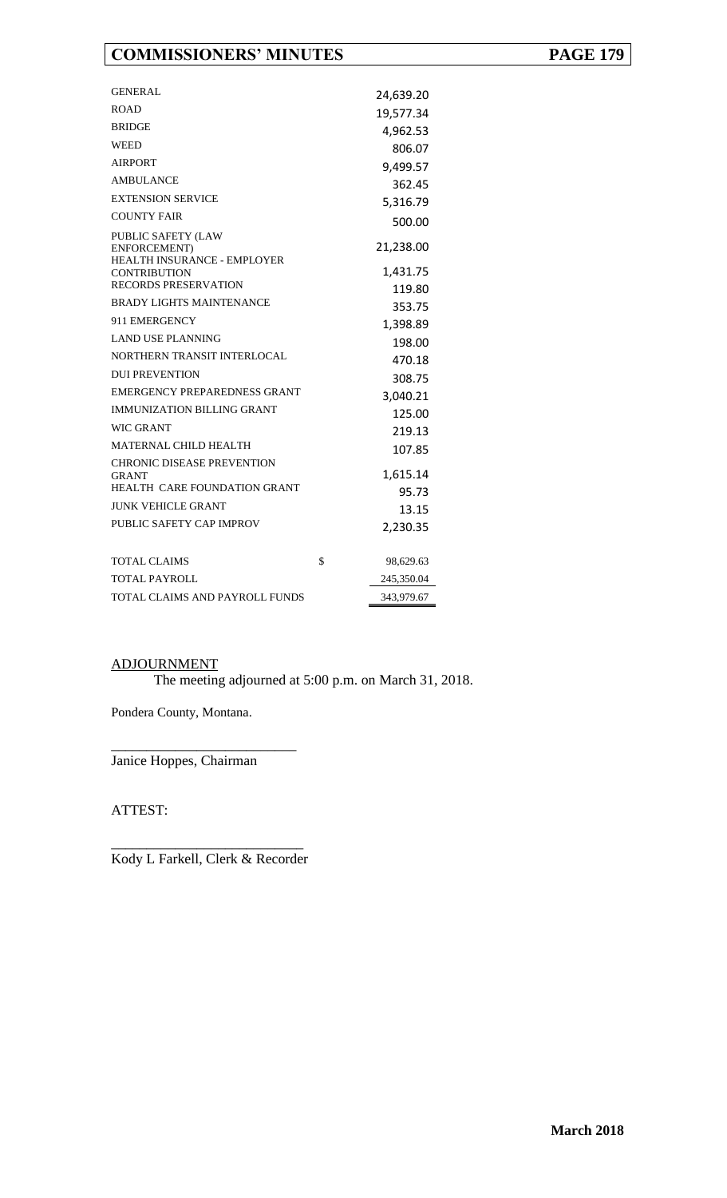| | | |
|---|---|---|
| GENERAL | | 24,639.20 |
| ROAD | | 19,577.34 |
| BRIDGE | | 4,962.53 |
| WEED | | 806.07 |
| AIRPORT | | 9,499.57 |
| AMBULANCE | | 362.45 |
| EXTENSION SERVICE | | 5,316.79 |
| COUNTY FAIR | | 500.00 |
| PUBLIC SAFETY (LAW ENFORCEMENT) | | 21,238.00 |
| HEALTH INSURANCE - EMPLOYER CONTRIBUTION | | 1,431.75 |
| RECORDS PRESERVATION | | 119.80 |
| BRADY LIGHTS MAINTENANCE | | 353.75 |
| 911 EMERGENCY | | 1,398.89 |
| LAND USE PLANNING | | 198.00 |
| NORTHERN TRANSIT INTERLOCAL | | 470.18 |
| DUI PREVENTION | | 308.75 |
| EMERGENCY PREPAREDNESS GRANT | | 3,040.21 |
| IMMUNIZATION BILLING GRANT | | 125.00 |
| WIC GRANT | | 219.13 |
| MATERNAL CHILD HEALTH | | 107.85 |
| CHRONIC DISEASE PREVENTION GRANT | | 1,615.14 |
| HEALTH CARE FOUNDATION GRANT | | 95.73 |
| JUNK VEHICLE GRANT | | 13.15 |
| PUBLIC SAFETY CAP IMPROV | | 2,230.35 |
| | | |
| TOTAL CLAIMS | $ | 98,629.63 |
| TOTAL PAYROLL | | 245,350.04 |
| TOTAL CLAIMS AND PAYROLL FUNDS | | 343,979.67 |

ADJOURNMENT

The meeting adjourned at 5:00 p.m. on March 31, 2018.

Pondera County, Montana.

___________________________

Janice Hoppes, Chairman

ATTEST:

___________________________

Kody L Farkell, Clerk & Recorder